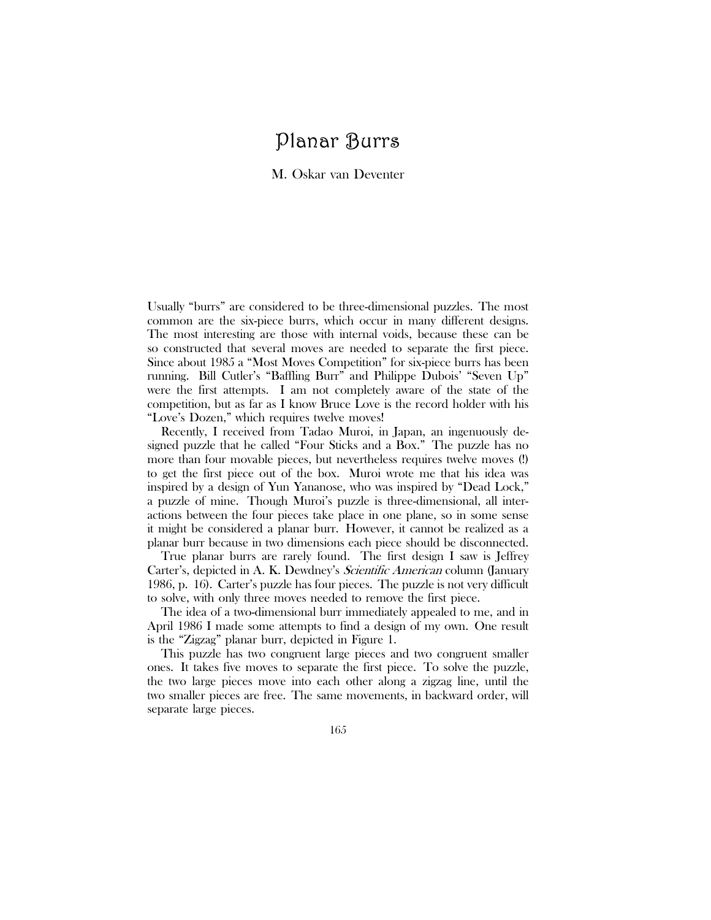# Planar Burrs

M. Oskar van Deventer

Usually "burrs" are considered to be three-dimensional puzzles. The most common are the six-piece burrs, which occur in many different designs. The most interesting are those with internal voids, because these can be so constructed that several moves are needed to separate the first piece. Since about 1985 a "Most Moves Competition" for six-piece burrs has been running. Bill Cutler's "Baffling Burr" and Philippe Dubois' "Seven Up" were the first attempts. I am not completely aware of the state of the competition, but as far as I know Bruce Love is the record holder with his "Love's Dozen," which requires twelve moves!

Recently, I received from Tadao Muroi, in Japan, an ingenuously designed puzzle that he called "Four Sticks and a Box." The puzzle has no more than four movable pieces, but nevertheless requires twelve moves (!) to get the first piece out of the box. Muroi wrote me that his idea was inspired by a design of Yun Yananose, who was inspired by "Dead Lock," a puzzle of mine. Though Muroi's puzzle is three-dimensional, all interactions between the four pieces take place in one plane, so in some sense it might be considered a planar burr. However, it cannot be realized as a planar burr because in two dimensions each piece should be disconnected.

True planar burrs are rarely found. The first design I saw is Jeffrey Carter's, depicted in A. K. Dewdney's *Scientific American* column (January 1986, p. 16). Carter's puzzle has four pieces. The puzzle is not very difficult to solve, with only three moves needed to remove the first piece.

The idea of a two-dimensional burr immediately appealed to me, and in April 1986 I made some attempts to find a design of my own. One result is the "Zigzag" planar burr, depicted in Figure 1.

This puzzle has two congruent large pieces and two congruent smaller ones. It takes five moves to separate the first piece. To solve the puzzle, the two large pieces move into each other along a zigzag line, until the two smaller pieces are free. The same movements, in backward order, will separate large pieces.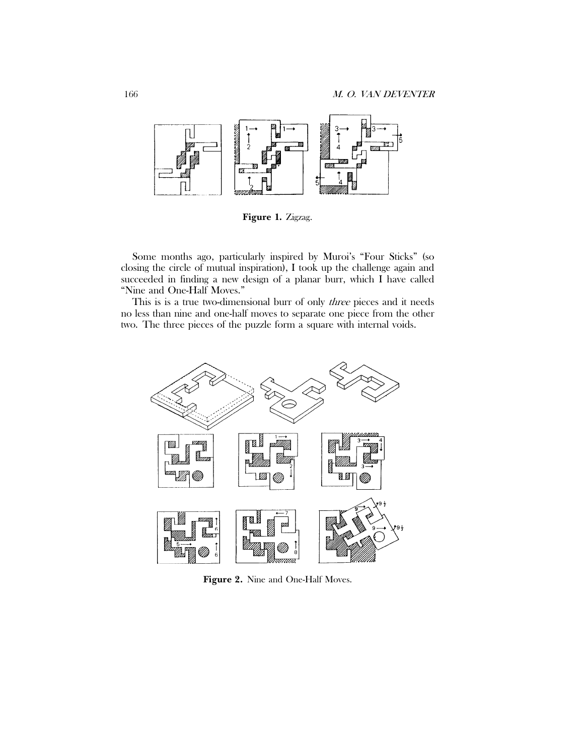**Figure 1.** Zigzag.

Some months ago, particularly inspired by Muroi's "Four Sticks" (so closing the circle of mutual inspiration), I took up the challenge again and succeeded in finding a new design of a planar burr, which I have called "Nine and One-Half Moves."

This is is a true two-dimensional burr of only *three* pieces and it needs no less than nine and one-half moves to separate one piece from the other two. The three pieces of the puzzle form a square with internal voids.

**Figure 2.** Nine and One-Half Moves.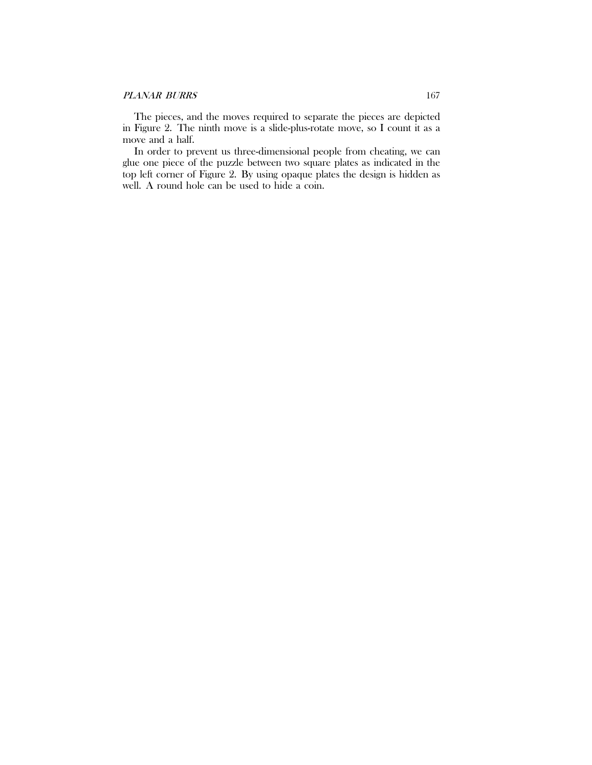The pieces, and the moves required to separate the pieces are depicted in Figure 2. The ninth move is a slide-plus-rotate move, so I count it as a move and a half.

In order to prevent us three-dimensional people from cheating, we can glue one piece of the puzzle between two square plates as indicated in the top left corner of Figure 2. By using opaque plates the design is hidden as well. A round hole can be used to hide a coin.